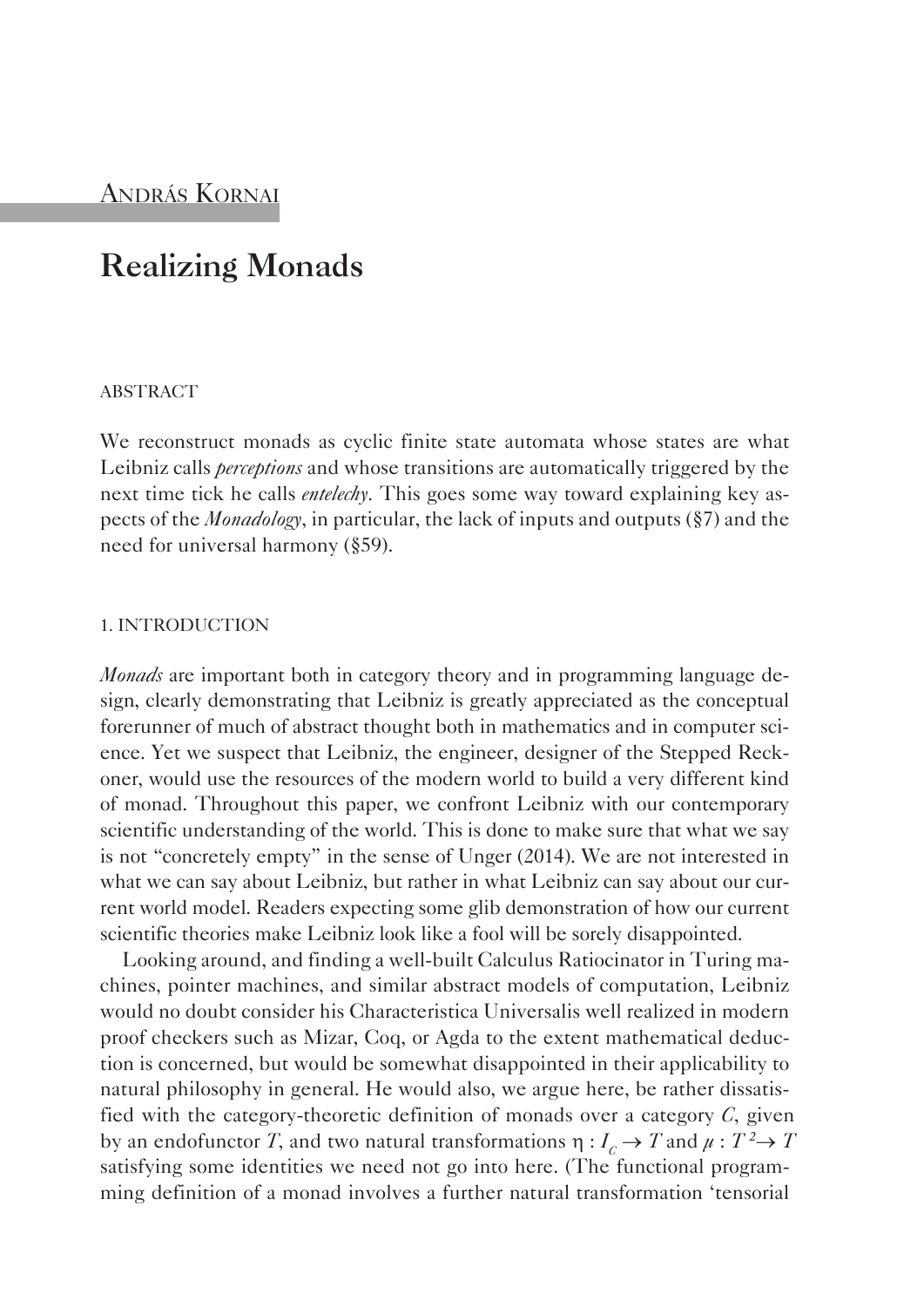András Kornai

# Realizing Monads

## ABSTRACT

We reconstruct monads as cyclic finite state automata whose states are what Leibniz calls *perceptions* and whose transitions are automatically triggered by the next time tick he calls *entelechy*. This goes some way toward explaining key aspects of the *Monadology*, in particular, the lack of inputs and outputs (§7) and the need for universal harmony (§59).

## 1. INTRODUCTION

*Monads* are important both in category theory and in programming language design, clearly demonstrating that Leibniz is greatly appreciated as the conceptual forerunner of much of abstract thought both in mathematics and in computer science. Yet we suspect that Leibniz, the engineer, designer of the Stepped Reckoner, would use the resources of the modern world to build a very different kind of monad. Throughout this paper, we confront Leibniz with our contemporary scientific understanding of the world. This is done to make sure that what we say is not "concretely empty" in the sense of Unger (2014). We are not interested in what we can say about Leibniz, but rather in what Leibniz can say about our current world model. Readers expecting some glib demonstration of how our current scientific theories make Leibniz look like a fool will be sorely disappointed.

Looking around, and finding a well-built Calculus Ratiocinator in Turing machines, pointer machines, and similar abstract models of computation, Leibniz would no doubt consider his Characteristica Universalis well realized in modern proof checkers such as Mizar, Coq, or Agda to the extent mathematical deduction is concerned, but would be somewhat disappointed in their applicability to natural philosophy in general. He would also, we argue here, be rather dissatisfied with the category-theoretic definition of monads over a category $C$, given by an endofunctor $T$, and two natural transformations $\eta : I_C \rightarrow T$ and $\mu : T^2 \rightarrow T$ satisfying some identities we need not go into here. (The functional programming definition of a monad involves a further natural transformation 'tensorial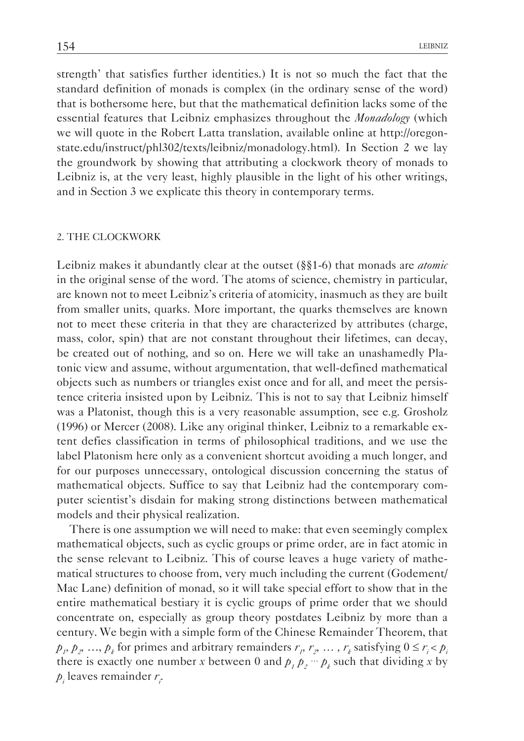strength' that satisfies further identities.) It is not so much the fact that the standard definition of monads is complex (in the ordinary sense of the word) that is bothersome here, but that the mathematical definition lacks some of the essential features that Leibniz emphasizes throughout the *Monadology* (which we will quote in the Robert Latta translation, available online at http://oregonstate.edu/instruct/phl302/texts/leibniz/monadology.html). In Section 2 we lay the groundwork by showing that attributing a clockwork theory of monads to Leibniz is, at the very least, highly plausible in the light of his other writings, and in Section 3 we explicate this theory in contemporary terms.

## 2. THE CLOCKWORK

Leibniz makes it abundantly clear at the outset (§§1-6) that monads are *atomic* in the original sense of the word. The atoms of science, chemistry in particular, are known not to meet Leibniz's criteria of atomicity, inasmuch as they are built from smaller units, quarks. More important, the quarks themselves are known not to meet these criteria in that they are characterized by attributes (charge, mass, color, spin) that are not constant throughout their lifetimes, can decay, be created out of nothing, and so on. Here we will take an unashamedly Platonic view and assume, without argumentation, that well-defined mathematical objects such as numbers or triangles exist once and for all, and meet the persistence criteria insisted upon by Leibniz. This is not to say that Leibniz himself was a Platonist, though this is a very reasonable assumption, see e.g. Grosholz (1996) or Mercer (2008). Like any original thinker, Leibniz to a remarkable extent defies classification in terms of philosophical traditions, and we use the label Platonism here only as a convenient shortcut avoiding a much longer, and for our purposes unnecessary, ontological discussion concerning the status of mathematical objects. Suffice to say that Leibniz had the contemporary computer scientist's disdain for making strong distinctions between mathematical models and their physical realization.

There is one assumption we will need to make: that even seemingly complex mathematical objects, such as cyclic groups or prime order, are in fact atomic in the sense relevant to Leibniz. This of course leaves a huge variety of mathematical structures to choose from, very much including the current (Godement/Mac Lane) definition of monad, so it will take special effort to show that in the entire mathematical bestiary it is cyclic groups of prime order that we should concentrate on, especially as group theory postdates Leibniz by more than a century. We begin with a simple form of the Chinese Remainder Theorem, that $p_1, p_2, \ldots, p_k$ for primes and arbitrary remainders $r_1, r_2, \ldots, r_k$ satisfying $0 \leq r_i < p_i$ there is exactly one number $x$ between 0 and $p_1 p_2 \cdots p_k$ such that dividing $x$ by $p_i$ leaves remainder $r_i$.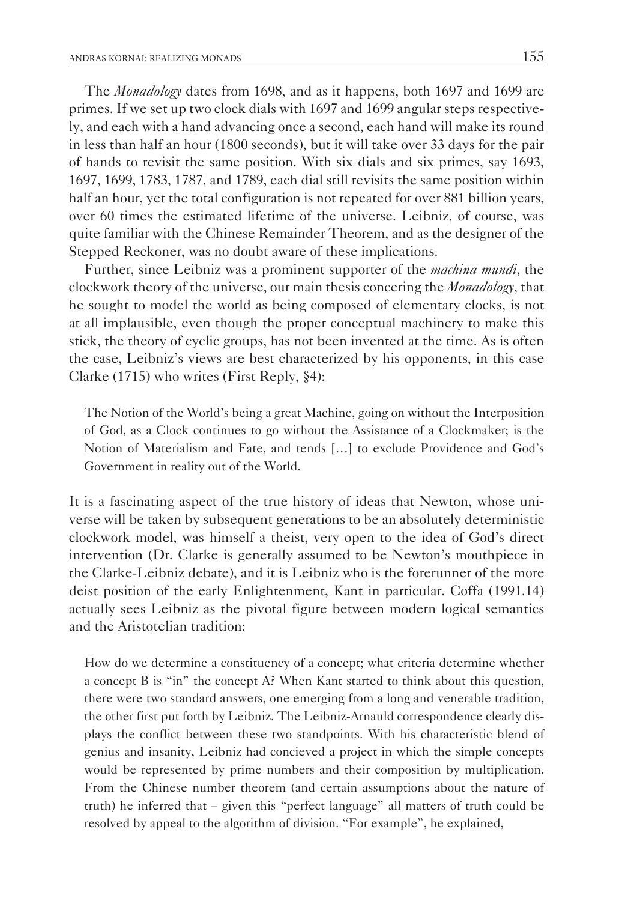The *Monadology* dates from 1698, and as it happens, both 1697 and 1699 are primes. If we set up two clock dials with 1697 and 1699 angular steps respectively, and each with a hand advancing once a second, each hand will make its round in less than half an hour (1800 seconds), but it will take over 33 days for the pair of hands to revisit the same position. With six dials and six primes, say 1693, 1697, 1699, 1783, 1787, and 1789, each dial still revisits the same position within half an hour, yet the total configuration is not repeated for over 881 billion years, over 60 times the estimated lifetime of the universe. Leibniz, of course, was quite familiar with the Chinese Remainder Theorem, and as the designer of the Stepped Reckoner, was no doubt aware of these implications.

Further, since Leibniz was a prominent supporter of the *machina mundi*, the clockwork theory of the universe, our main thesis concering the *Monadology*, that he sought to model the world as being composed of elementary clocks, is not at all implausible, even though the proper conceptual machinery to make this stick, the theory of cyclic groups, has not been invented at the time. As is often the case, Leibniz's views are best characterized by his opponents, in this case Clarke (1715) who writes (First Reply, §4):

> The Notion of the World's being a great Machine, going on without the Interposition of God, as a Clock continues to go without the Assistance of a Clockmaker; is the Notion of Materialism and Fate, and tends […] to exclude Providence and God's Government in reality out of the World.

It is a fascinating aspect of the true history of ideas that Newton, whose universe will be taken by subsequent generations to be an absolutely deterministic clockwork model, was himself a theist, very open to the idea of God's direct intervention (Dr. Clarke is generally assumed to be Newton's mouthpiece in the Clarke-Leibniz debate), and it is Leibniz who is the forerunner of the more deist position of the early Enlightenment, Kant in particular. Coffa (1991.14) actually sees Leibniz as the pivotal figure between modern logical semantics and the Aristotelian tradition:

> How do we determine a constituency of a concept; what criteria determine whether a concept B is "in" the concept A? When Kant started to think about this question, there were two standard answers, one emerging from a long and venerable tradition, the other first put forth by Leibniz. The Leibniz-Arnauld correspondence clearly displays the conflict between these two standpoints. With his characteristic blend of genius and insanity, Leibniz had concieved a project in which the simple concepts would be represented by prime numbers and their composition by multiplication. From the Chinese number theorem (and certain assumptions about the nature of truth) he inferred that – given this "perfect language" all matters of truth could be resolved by appeal to the algorithm of division. "For example", he explained,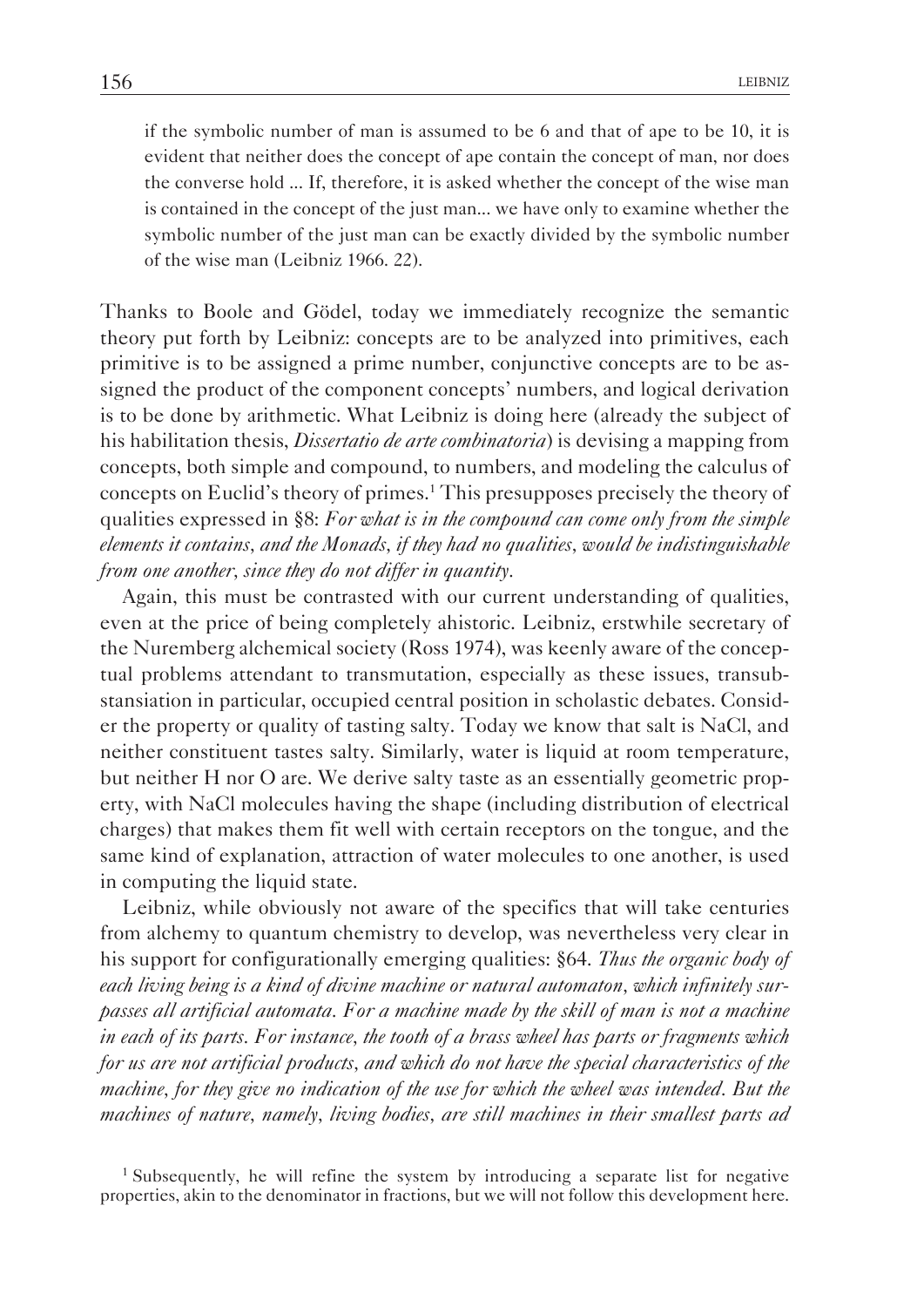> if the symbolic number of man is assumed to be 6 and that of ape to be 10, it is evident that neither does the concept of ape contain the concept of man, nor does the converse hold ... If, therefore, it is asked whether the concept of the wise man is contained in the concept of the just man... we have only to examine whether the symbolic number of the just man can be exactly divided by the symbolic number of the wise man (Leibniz 1966. 22).

Thanks to Boole and Gödel, today we immediately recognize the semantic theory put forth by Leibniz: concepts are to be analyzed into primitives, each primitive is to be assigned a prime number, conjunctive concepts are to be assigned the product of the component concepts' numbers, and logical derivation is to be done by arithmetic. What Leibniz is doing here (already the subject of his habilitation thesis, *Dissertatio de arte combinatoria*) is devising a mapping from concepts, both simple and compound, to numbers, and modeling the calculus of concepts on Euclid's theory of primes.[1] This presupposes precisely the theory of qualities expressed in §8: *For what is in the compound can come only from the simple elements it contains, and the Monads, if they had no qualities, would be indistinguishable from one another, since they do not differ in quantity.*

Again, this must be contrasted with our current understanding of qualities, even at the price of being completely ahistoric. Leibniz, erstwhile secretary of the Nuremberg alchemical society (Ross 1974), was keenly aware of the conceptual problems attendant to transmutation, especially as these issues, transubstansiation in particular, occupied central position in scholastic debates. Consider the property or quality of tasting salty. Today we know that salt is NaCl, and neither constituent tastes salty. Similarly, water is liquid at room temperature, but neither H nor O are. We derive salty taste as an essentially geometric property, with NaCl molecules having the shape (including distribution of electrical charges) that makes them fit well with certain receptors on the tongue, and the same kind of explanation, attraction of water molecules to one another, is used in computing the liquid state.

Leibniz, while obviously not aware of the specifics that will take centuries from alchemy to quantum chemistry to develop, was nevertheless very clear in his support for configurationally emerging qualities: §64. *Thus the organic body of each living being is a kind of divine machine or natural automaton, which infinitely surpasses all artificial automata. For a machine made by the skill of man is not a machine in each of its parts. For instance, the tooth of a brass wheel has parts or fragments which for us are not artificial products, and which do not have the special characteristics of the machine, for they give no indication of the use for which the wheel was intended. But the machines of nature, namely, living bodies, are still machines in their smallest parts ad*

[1] Subsequently, he will refine the system by introducing a separate list for negative properties, akin to the denominator in fractions, but we will not follow this development here.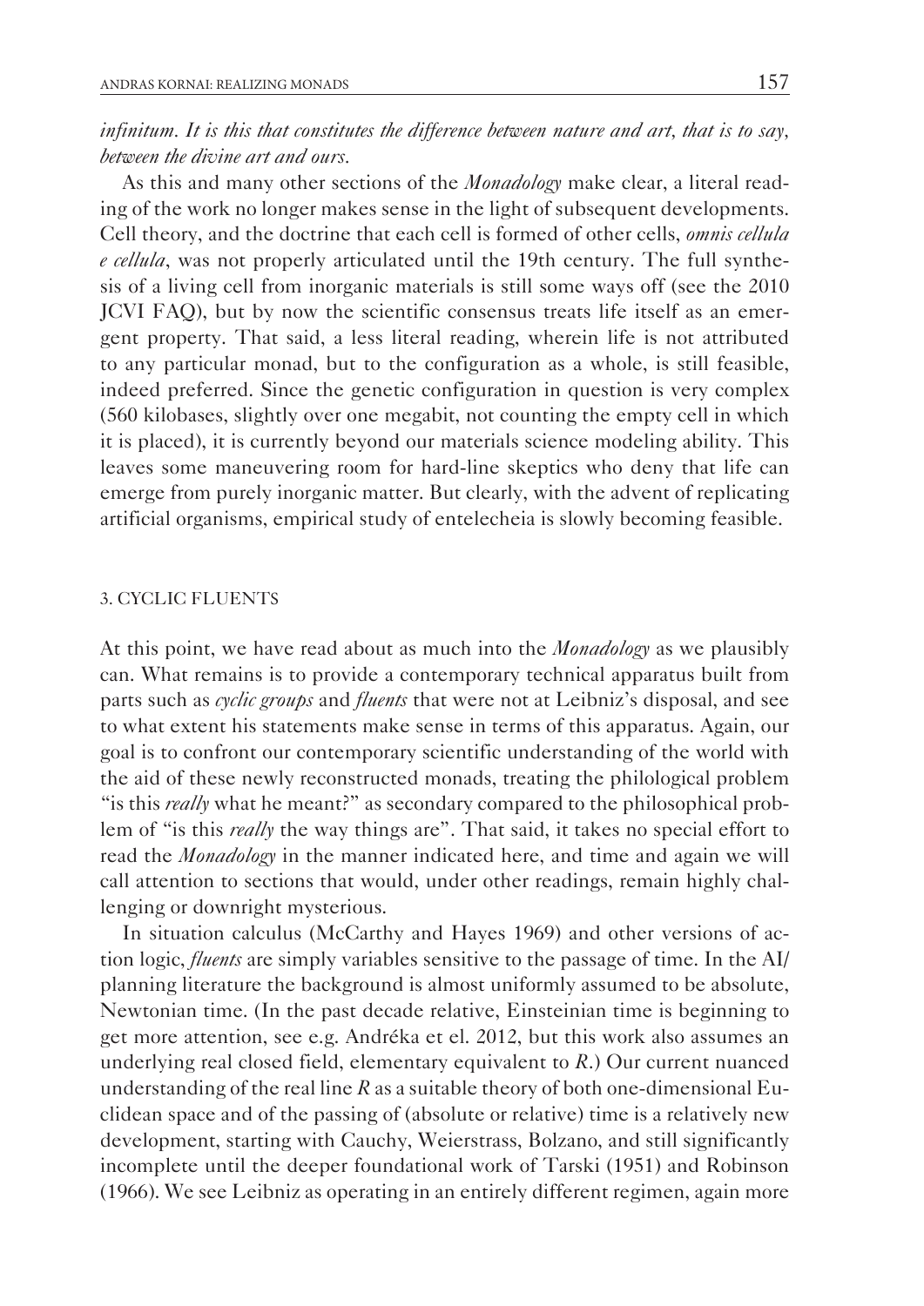*infinitum. It is this that constitutes the difference between nature and art, that is to say, between the divine art and ours.*

As this and many other sections of the *Monadology* make clear, a literal reading of the work no longer makes sense in the light of subsequent developments. Cell theory, and the doctrine that each cell is formed of other cells, *omnis cellula e cellula*, was not properly articulated until the 19th century. The full synthesis of a living cell from inorganic materials is still some ways off (see the 2010 JCVI FAQ), but by now the scientific consensus treats life itself as an emergent property. That said, a less literal reading, wherein life is not attributed to any particular monad, but to the configuration as a whole, is still feasible, indeed preferred. Since the genetic configuration in question is very complex (560 kilobases, slightly over one megabit, not counting the empty cell in which it is placed), it is currently beyond our materials science modeling ability. This leaves some maneuvering room for hard-line skeptics who deny that life can emerge from purely inorganic matter. But clearly, with the advent of replicating artificial organisms, empirical study of entelecheia is slowly becoming feasible.

## 3. CYCLIC FLUENTS

At this point, we have read about as much into the *Monadology* as we plausibly can. What remains is to provide a contemporary technical apparatus built from parts such as *cyclic groups* and *fluents* that were not at Leibniz's disposal, and see to what extent his statements make sense in terms of this apparatus. Again, our goal is to confront our contemporary scientific understanding of the world with the aid of these newly reconstructed monads, treating the philological problem "is this *really* what he meant?" as secondary compared to the philosophical problem of "is this *really* the way things are". That said, it takes no special effort to read the *Monadology* in the manner indicated here, and time and again we will call attention to sections that would, under other readings, remain highly challenging or downright mysterious.

In situation calculus (McCarthy and Hayes 1969) and other versions of action logic, *fluents* are simply variables sensitive to the passage of time. In the AI/planning literature the background is almost uniformly assumed to be absolute, Newtonian time. (In the past decade relative, Einsteinian time is beginning to get more attention, see e.g. Andréka et el. 2012, but this work also assumes an underlying real closed field, elementary equivalent to $R$.) Our current nuanced understanding of the real line $R$ as a suitable theory of both one-dimensional Euclidean space and of the passing of (absolute or relative) time is a relatively new development, starting with Cauchy, Weierstrass, Bolzano, and still significantly incomplete until the deeper foundational work of Tarski (1951) and Robinson (1966). We see Leibniz as operating in an entirely different regimen, again more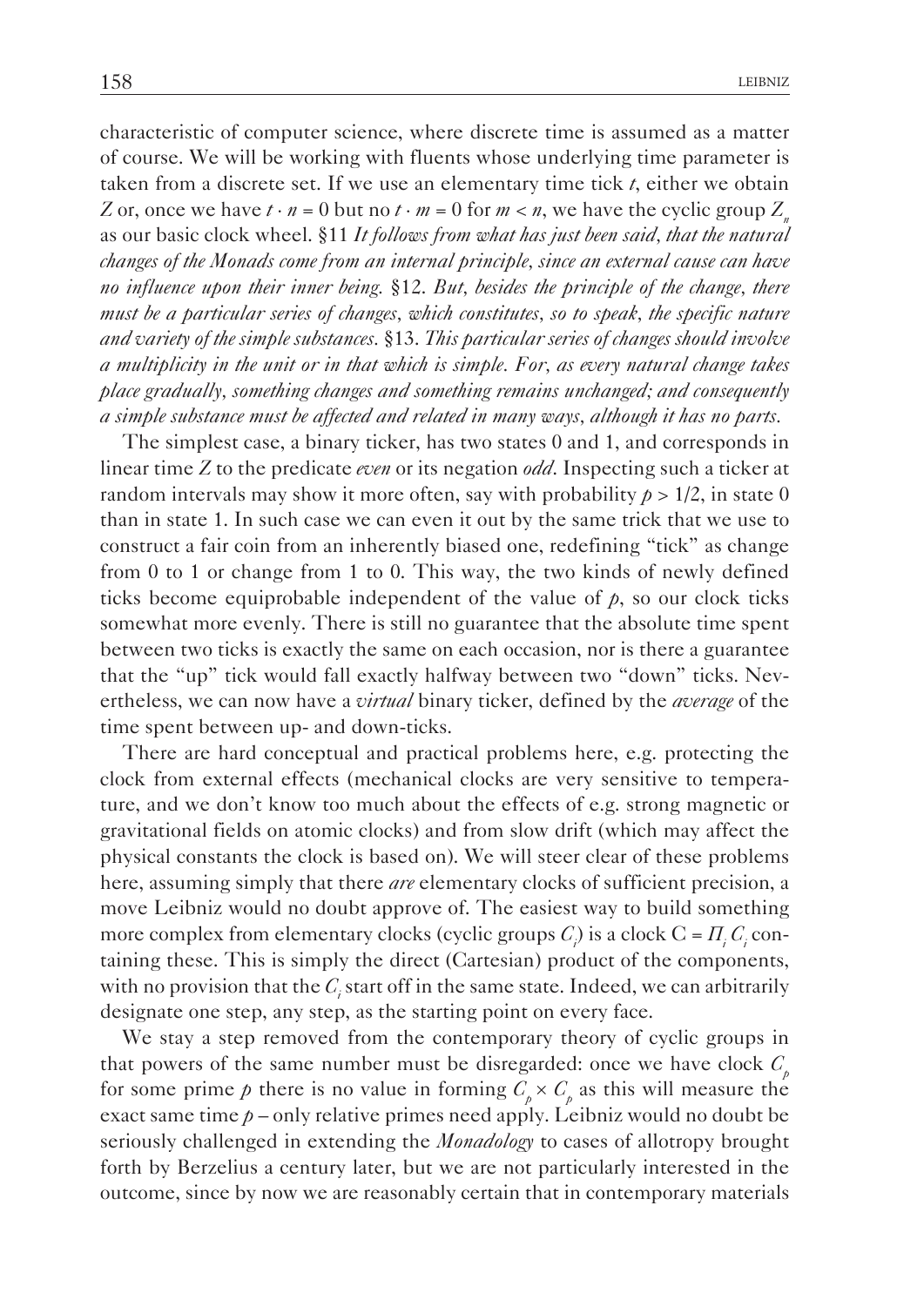characteristic of computer science, where discrete time is assumed as a matter of course. We will be working with fluents whose underlying time parameter is taken from a discrete set. If we use an elementary time tick $t$, either we obtain $Z$ or, once we have $t \cdot n = 0$ but no $t \cdot m = 0$ for $m < n$, we have the cyclic group $Z_n$ as our basic clock wheel. §11 *It follows from what has just been said, that the natural changes of the Monads come from an internal principle, since an external cause can have no influence upon their inner being.* §12. *But, besides the principle of the change, there must be a particular series of changes, which constitutes, so to speak, the specific nature and variety of the simple substances.* §13. *This particular series of changes should involve a multiplicity in the unit or in that which is simple. For, as every natural change takes place gradually, something changes and something remains unchanged; and consequently a simple substance must be affected and related in many ways, although it has no parts.*

The simplest case, a binary ticker, has two states 0 and 1, and corresponds in linear time $Z$ to the predicate *even* or its negation *odd*. Inspecting such a ticker at random intervals may show it more often, say with probability $p > 1/2$, in state 0 than in state 1. In such case we can even it out by the same trick that we use to construct a fair coin from an inherently biased one, redefining "tick" as change from 0 to 1 or change from 1 to 0. This way, the two kinds of newly defined ticks become equiprobable independent of the value of $p$, so our clock ticks somewhat more evenly. There is still no guarantee that the absolute time spent between two ticks is exactly the same on each occasion, nor is there a guarantee that the "up" tick would fall exactly halfway between two "down" ticks. Nevertheless, we can now have a *virtual* binary ticker, defined by the *average* of the time spent between up- and down-ticks.

There are hard conceptual and practical problems here, e.g. protecting the clock from external effects (mechanical clocks are very sensitive to temperature, and we don't know too much about the effects of e.g. strong magnetic or gravitational fields on atomic clocks) and from slow drift (which may affect the physical constants the clock is based on). We will steer clear of these problems here, assuming simply that there *are* elementary clocks of sufficient precision, a move Leibniz would no doubt approve of. The easiest way to build something more complex from elementary clocks (cyclic groups $C_i$) is a clock $C = \Pi_i C_i$ containing these. This is simply the direct (Cartesian) product of the components, with no provision that the $C_i$ start off in the same state. Indeed, we can arbitrarily designate one step, any step, as the starting point on every face.

We stay a step removed from the contemporary theory of cyclic groups in that powers of the same number must be disregarded: once we have clock $C_p$ for some prime $p$ there is no value in forming $C_p \times C_p$ as this will measure the exact same time $p$ – only relative primes need apply. Leibniz would no doubt be seriously challenged in extending the *Monadology* to cases of allotropy brought forth by Berzelius a century later, but we are not particularly interested in the outcome, since by now we are reasonably certain that in contemporary materials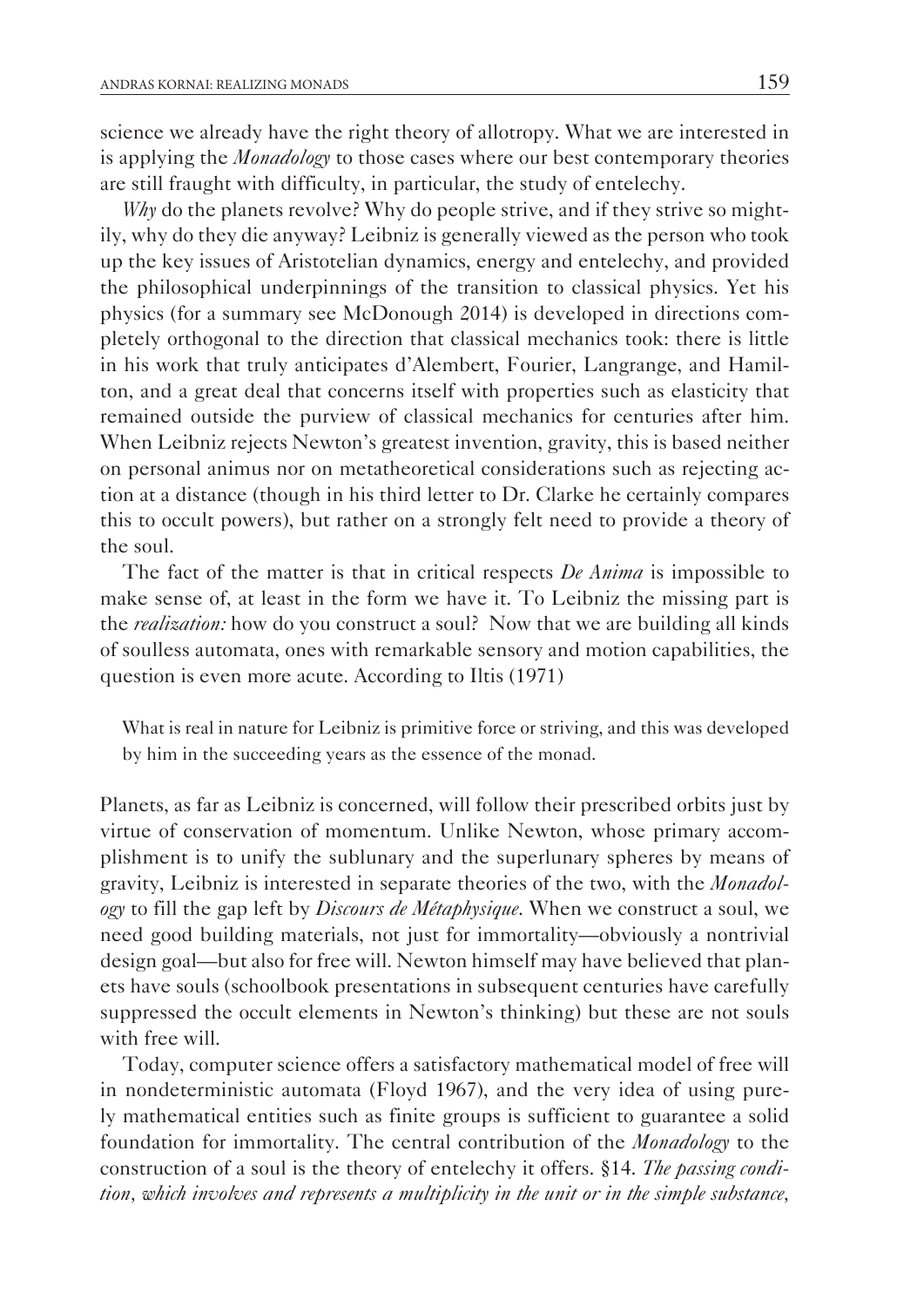science we already have the right theory of allotropy. What we are interested in is applying the *Monadology* to those cases where our best contemporary theories are still fraught with difficulty, in particular, the study of entelechy.

*Why* do the planets revolve? Why do people strive, and if they strive so mightily, why do they die anyway? Leibniz is generally viewed as the person who took up the key issues of Aristotelian dynamics, energy and entelechy, and provided the philosophical underpinnings of the transition to classical physics. Yet his physics (for a summary see McDonough 2014) is developed in directions completely orthogonal to the direction that classical mechanics took: there is little in his work that truly anticipates d'Alembert, Fourier, Langrange, and Hamilton, and a great deal that concerns itself with properties such as elasticity that remained outside the purview of classical mechanics for centuries after him. When Leibniz rejects Newton's greatest invention, gravity, this is based neither on personal animus nor on metatheoretical considerations such as rejecting action at a distance (though in his third letter to Dr. Clarke he certainly compares this to occult powers), but rather on a strongly felt need to provide a theory of the soul.

The fact of the matter is that in critical respects *De Anima* is impossible to make sense of, at least in the form we have it. To Leibniz the missing part is the *realization:* how do you construct a soul? Now that we are building all kinds of soulless automata, ones with remarkable sensory and motion capabilities, the question is even more acute. According to Iltis (1971)

> What is real in nature for Leibniz is primitive force or striving, and this was developed by him in the succeeding years as the essence of the monad.

Planets, as far as Leibniz is concerned, will follow their prescribed orbits just by virtue of conservation of momentum. Unlike Newton, whose primary accomplishment is to unify the sublunary and the superlunary spheres by means of gravity, Leibniz is interested in separate theories of the two, with the *Monadology* to fill the gap left by *Discours de Métaphysique*. When we construct a soul, we need good building materials, not just for immortality—obviously a nontrivial design goal—but also for free will. Newton himself may have believed that planets have souls (schoolbook presentations in subsequent centuries have carefully suppressed the occult elements in Newton's thinking) but these are not souls with free will.

Today, computer science offers a satisfactory mathematical model of free will in nondeterministic automata (Floyd 1967), and the very idea of using purely mathematical entities such as finite groups is sufficient to guarantee a solid foundation for immortality. The central contribution of the *Monadology* to the construction of a soul is the theory of entelechy it offers. §14. *The passing condition, which involves and represents a multiplicity in the unit or in the simple substance,*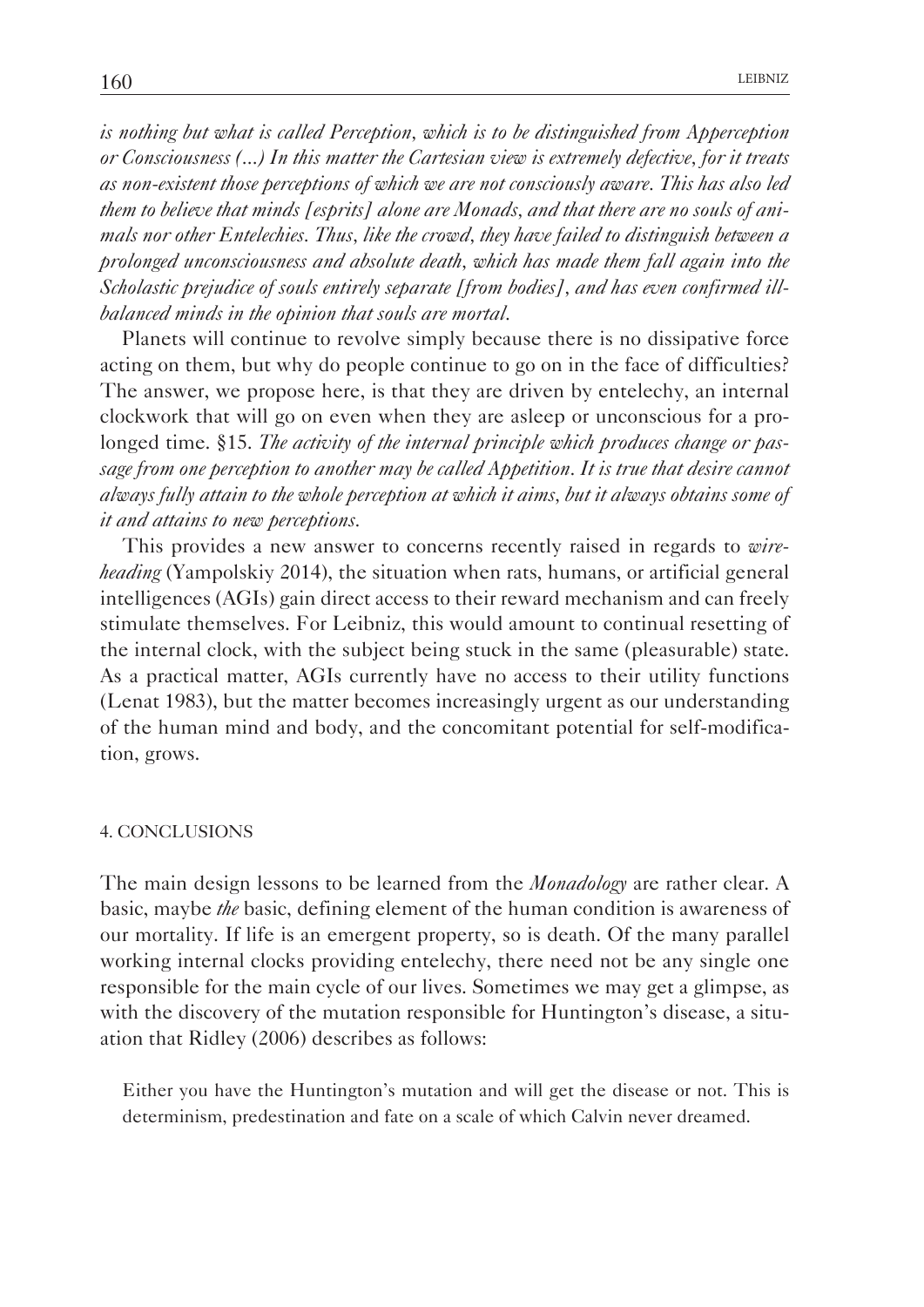*is nothing but what is called Perception, which is to be distinguished from Apperception or Consciousness (...) In this matter the Cartesian view is extremely defective, for it treats as non-existent those perceptions of which we are not consciously aware. This has also led them to believe that minds [esprits] alone are Monads, and that there are no souls of animals nor other Entelechies. Thus, like the crowd, they have failed to distinguish between a prolonged unconsciousness and absolute death, which has made them fall again into the Scholastic prejudice of souls entirely separate [from bodies], and has even confirmed ill-balanced minds in the opinion that souls are mortal.*

Planets will continue to revolve simply because there is no dissipative force acting on them, but why do people continue to go on in the face of difficulties? The answer, we propose here, is that they are driven by entelechy, an internal clockwork that will go on even when they are asleep or unconscious for a prolonged time. §15. *The activity of the internal principle which produces change or passage from one perception to another may be called Appetition. It is true that desire cannot always fully attain to the whole perception at which it aims, but it always obtains some of it and attains to new perceptions.*

This provides a new answer to concerns recently raised in regards to *wireheading* (Yampolskiy 2014), the situation when rats, humans, or artificial general intelligences (AGIs) gain direct access to their reward mechanism and can freely stimulate themselves. For Leibniz, this would amount to continual resetting of the internal clock, with the subject being stuck in the same (pleasurable) state. As a practical matter, AGIs currently have no access to their utility functions (Lenat 1983), but the matter becomes increasingly urgent as our understanding of the human mind and body, and the concomitant potential for self-modification, grows.

## 4. CONCLUSIONS

The main design lessons to be learned from the *Monadology* are rather clear. A basic, maybe *the* basic, defining element of the human condition is awareness of our mortality. If life is an emergent property, so is death. Of the many parallel working internal clocks providing entelechy, there need not be any single one responsible for the main cycle of our lives. Sometimes we may get a glimpse, as with the discovery of the mutation responsible for Huntington's disease, a situation that Ridley (2006) describes as follows:

> Either you have the Huntington's mutation and will get the disease or not. This is determinism, predestination and fate on a scale of which Calvin never dreamed.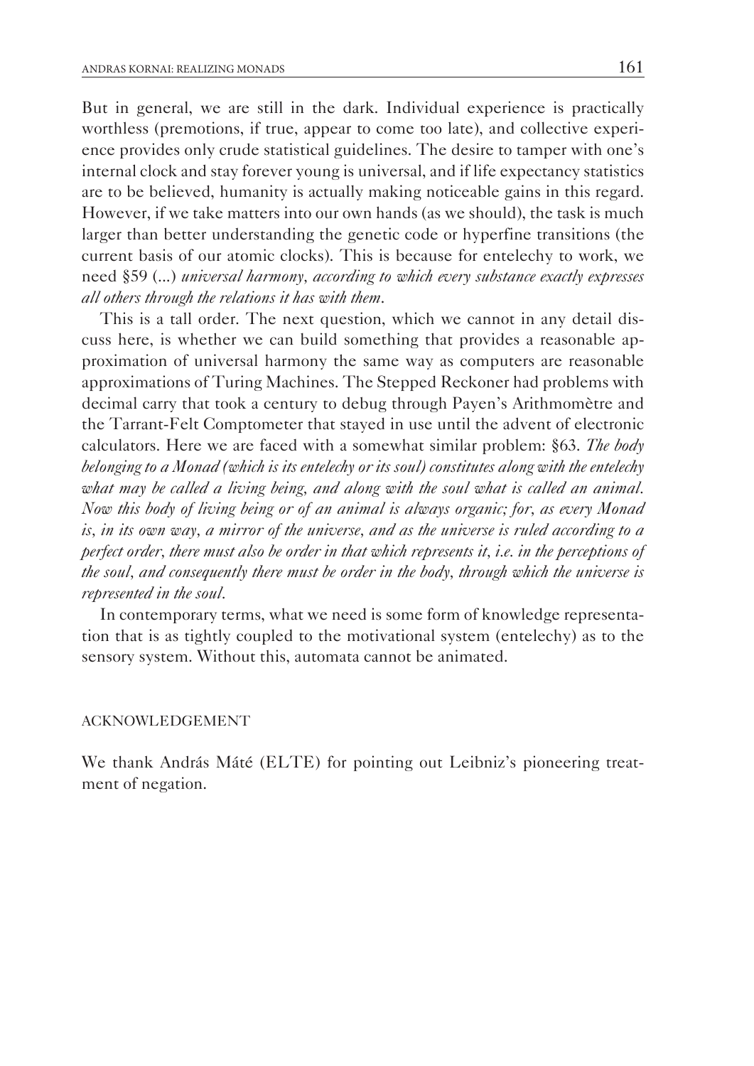But in general, we are still in the dark. Individual experience is practically worthless (premotions, if true, appear to come too late), and collective experience provides only crude statistical guidelines. The desire to tamper with one's internal clock and stay forever young is universal, and if life expectancy statistics are to be believed, humanity is actually making noticeable gains in this regard. However, if we take matters into our own hands (as we should), the task is much larger than better understanding the genetic code or hyperfine transitions (the current basis of our atomic clocks). This is because for entelechy to work, we need §59 (...) *universal harmony, according to which every substance exactly expresses all others through the relations it has with them*.

This is a tall order. The next question, which we cannot in any detail discuss here, is whether we can build something that provides a reasonable approximation of universal harmony the same way as computers are reasonable approximations of Turing Machines. The Stepped Reckoner had problems with decimal carry that took a century to debug through Payen's Arithmomètre and the Tarrant-Felt Comptometer that stayed in use until the advent of electronic calculators. Here we are faced with a somewhat similar problem: §63. *The body belonging to a Monad (which is its entelechy or its soul) constitutes along with the entelechy what may be called a living being, and along with the soul what is called an animal. Now this body of living being or of an animal is always organic; for, as every Monad is, in its own way, a mirror of the universe, and as the universe is ruled according to a perfect order, there must also be order in that which represents it, i.e. in the perceptions of the soul, and consequently there must be order in the body, through which the universe is represented in the soul*.

In contemporary terms, what we need is some form of knowledge representation that is as tightly coupled to the motivational system (entelechy) as to the sensory system. Without this, automata cannot be animated.

## ACKNOWLEDGEMENT

We thank András Máté (ELTE) for pointing out Leibniz's pioneering treatment of negation.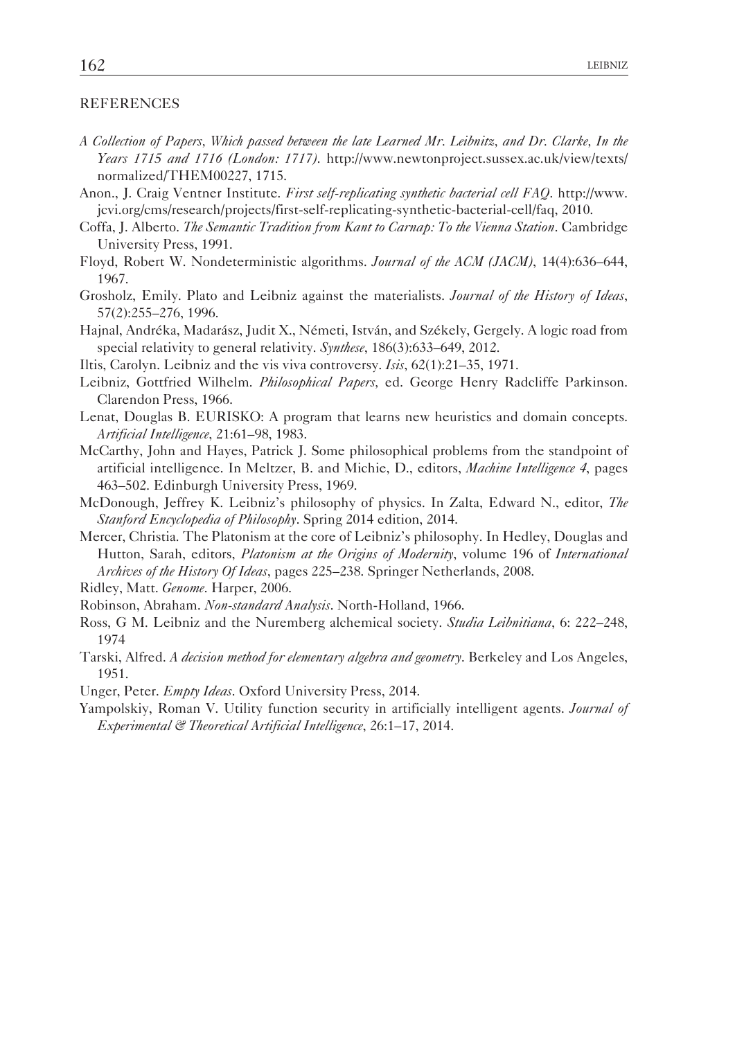## REFERENCES

*A Collection of Papers, Which passed between the late Learned Mr. Leibnitz, and Dr. Clarke, In the Years 1715 and 1716 (London: 1717).* http://www.newtonproject.sussex.ac.uk/view/texts/normalized/THEM00227, 1715.

Anon., J. Craig Ventner Institute. *First self-replicating synthetic bacterial cell FAQ*. http://www.jcvi.org/cms/research/projects/first-self-replicating-synthetic-bacterial-cell/faq, 2010.

Coffa, J. Alberto. *The Semantic Tradition from Kant to Carnap: To the Vienna Station*. Cambridge University Press, 1991.

Floyd, Robert W. Nondeterministic algorithms. *Journal of the ACM (JACM)*, 14(4):636–644, 1967.

Grosholz, Emily. Plato and Leibniz against the materialists. *Journal of the History of Ideas*, 57(2):255–276, 1996.

Hajnal, Andréka, Madarász, Judit X., Németi, István, and Székely, Gergely. A logic road from special relativity to general relativity. *Synthese*, 186(3):633–649, 2012.

Iltis, Carolyn. Leibniz and the vis viva controversy. *Isis*, 62(1):21–35, 1971.

Leibniz, Gottfried Wilhelm. *Philosophical Papers*, ed. George Henry Radcliffe Parkinson. Clarendon Press, 1966.

Lenat, Douglas B. EURISKO: A program that learns new heuristics and domain concepts. *Artificial Intelligence*, 21:61–98, 1983.

McCarthy, John and Hayes, Patrick J. Some philosophical problems from the standpoint of artificial intelligence. In Meltzer, B. and Michie, D., editors, *Machine Intelligence 4*, pages 463–502. Edinburgh University Press, 1969.

McDonough, Jeffrey K. Leibniz's philosophy of physics. In Zalta, Edward N., editor, *The Stanford Encyclopedia of Philosophy*. Spring 2014 edition, 2014.

Mercer, Christia. The Platonism at the core of Leibniz's philosophy. In Hedley, Douglas and Hutton, Sarah, editors, *Platonism at the Origins of Modernity*, volume 196 of *International Archives of the History Of Ideas*, pages 225–238. Springer Netherlands, 2008.

Ridley, Matt. *Genome*. Harper, 2006.

Robinson, Abraham. *Non-standard Analysis*. North-Holland, 1966.

Ross, G M. Leibniz and the Nuremberg alchemical society. *Studia Leibnitiana*, 6: 222–248, 1974

Tarski, Alfred. *A decision method for elementary algebra and geometry*. Berkeley and Los Angeles, 1951.

Unger, Peter. *Empty Ideas*. Oxford University Press, 2014.

Yampolskiy, Roman V. Utility function security in artificially intelligent agents. *Journal of Experimental & Theoretical Artificial Intelligence*, 26:1–17, 2014.